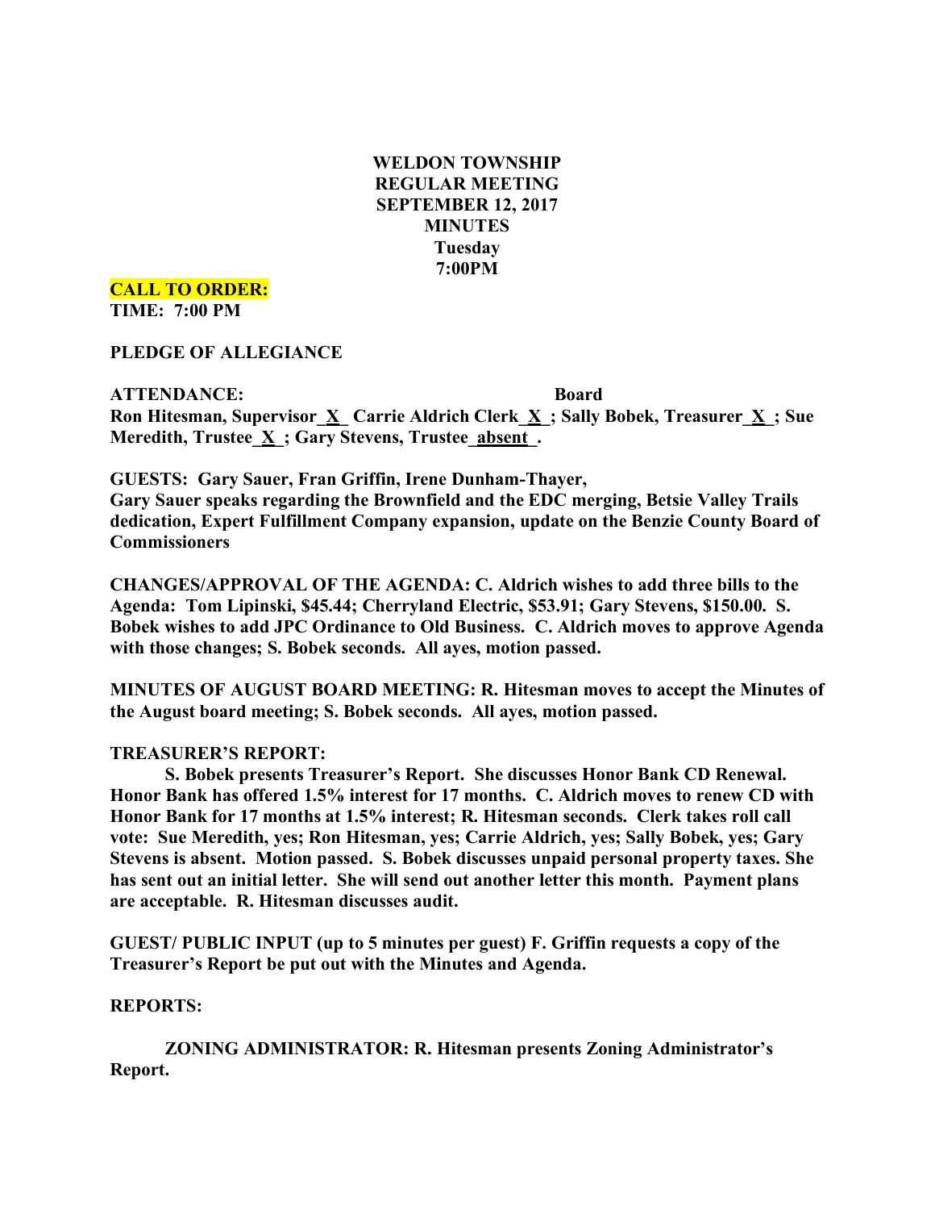**WELDON TOWNSHIP**
**REGULAR MEETING**
**SEPTEMBER 12, 2017**
**MINUTES**
**Tuesday**
**7:00PM**

**CALL TO ORDER:**
**TIME: 7:00 PM**

**PLEDGE OF ALLEGIANCE**

**ATTENDANCE: Board**
**Ron Hitesman, Supervisor_X_ Carrie Aldrich Clerk_X_; Sally Bobek, Treasurer_X_; Sue Meredith, Trustee_X_; Gary Stevens, Trustee_absent_.**

**GUESTS: Gary Sauer, Fran Griffin, Irene Dunham-Thayer,**
**Gary Sauer speaks regarding the Brownfield and the EDC merging, Betsie Valley Trails dedication, Expert Fulfillment Company expansion, update on the Benzie County Board of Commissioners**

**CHANGES/APPROVAL OF THE AGENDA: C. Aldrich wishes to add three bills to the Agenda: Tom Lipinski, $45.44; Cherryland Electric, $53.91; Gary Stevens, $150.00. S. Bobek wishes to add JPC Ordinance to Old Business. C. Aldrich moves to approve Agenda with those changes; S. Bobek seconds. All ayes, motion passed.**

**MINUTES OF AUGUST BOARD MEETING: R. Hitesman moves to accept the Minutes of the August board meeting; S. Bobek seconds. All ayes, motion passed.**

**TREASURER'S REPORT:**

**S. Bobek presents Treasurer's Report. She discusses Honor Bank CD Renewal. Honor Bank has offered 1.5% interest for 17 months. C. Aldrich moves to renew CD with Honor Bank for 17 months at 1.5% interest; R. Hitesman seconds. Clerk takes roll call vote: Sue Meredith, yes; Ron Hitesman, yes; Carrie Aldrich, yes; Sally Bobek, yes; Gary Stevens is absent. Motion passed. S. Bobek discusses unpaid personal property taxes. She has sent out an initial letter. She will send out another letter this month. Payment plans are acceptable. R. Hitesman discusses audit.**

**GUEST/ PUBLIC INPUT (up to 5 minutes per guest) F. Griffin requests a copy of the Treasurer's Report be put out with the Minutes and Agenda.**

**REPORTS:**

**ZONING ADMINISTRATOR: R. Hitesman presents Zoning Administrator's Report.**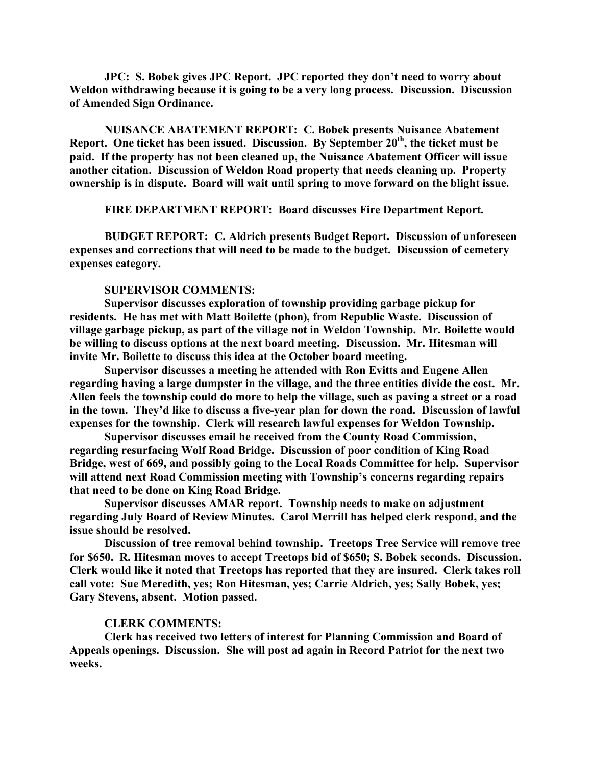**JPC: S. Bobek gives JPC Report. JPC reported they don't need to worry about Weldon withdrawing because it is going to be a very long process. Discussion. Discussion of Amended Sign Ordinance.**

**NUISANCE ABATEMENT REPORT: C. Bobek presents Nuisance Abatement Report. One ticket has been issued. Discussion. By September 20th, the ticket must be paid. If the property has not been cleaned up, the Nuisance Abatement Officer will issue another citation. Discussion of Weldon Road property that needs cleaning up. Property ownership is in dispute. Board will wait until spring to move forward on the blight issue.**

**FIRE DEPARTMENT REPORT: Board discusses Fire Department Report.**

**BUDGET REPORT: C. Aldrich presents Budget Report. Discussion of unforeseen expenses and corrections that will need to be made to the budget. Discussion of cemetery expenses category.**

**SUPERVISOR COMMENTS:**

**Supervisor discusses exploration of township providing garbage pickup for residents. He has met with Matt Boilette (phon), from Republic Waste. Discussion of village garbage pickup, as part of the village not in Weldon Township. Mr. Boilette would be willing to discuss options at the next board meeting. Discussion. Mr. Hitesman will invite Mr. Boilette to discuss this idea at the October board meeting.**

**Supervisor discusses a meeting he attended with Ron Evitts and Eugene Allen regarding having a large dumpster in the village, and the three entities divide the cost. Mr. Allen feels the township could do more to help the village, such as paving a street or a road in the town. They'd like to discuss a five-year plan for down the road. Discussion of lawful expenses for the township. Clerk will research lawful expenses for Weldon Township.**

**Supervisor discusses email he received from the County Road Commission, regarding resurfacing Wolf Road Bridge. Discussion of poor condition of King Road Bridge, west of 669, and possibly going to the Local Roads Committee for help. Supervisor will attend next Road Commission meeting with Township's concerns regarding repairs that need to be done on King Road Bridge.**

**Supervisor discusses AMAR report. Township needs to make on adjustment regarding July Board of Review Minutes. Carol Merrill has helped clerk respond, and the issue should be resolved.**

**Discussion of tree removal behind township. Treetops Tree Service will remove tree for $650. R. Hitesman moves to accept Treetops bid of $650; S. Bobek seconds. Discussion. Clerk would like it noted that Treetops has reported that they are insured. Clerk takes roll call vote: Sue Meredith, yes; Ron Hitesman, yes; Carrie Aldrich, yes; Sally Bobek, yes; Gary Stevens, absent. Motion passed.**

**CLERK COMMENTS:**

**Clerk has received two letters of interest for Planning Commission and Board of Appeals openings. Discussion. She will post ad again in Record Patriot for the next two weeks.**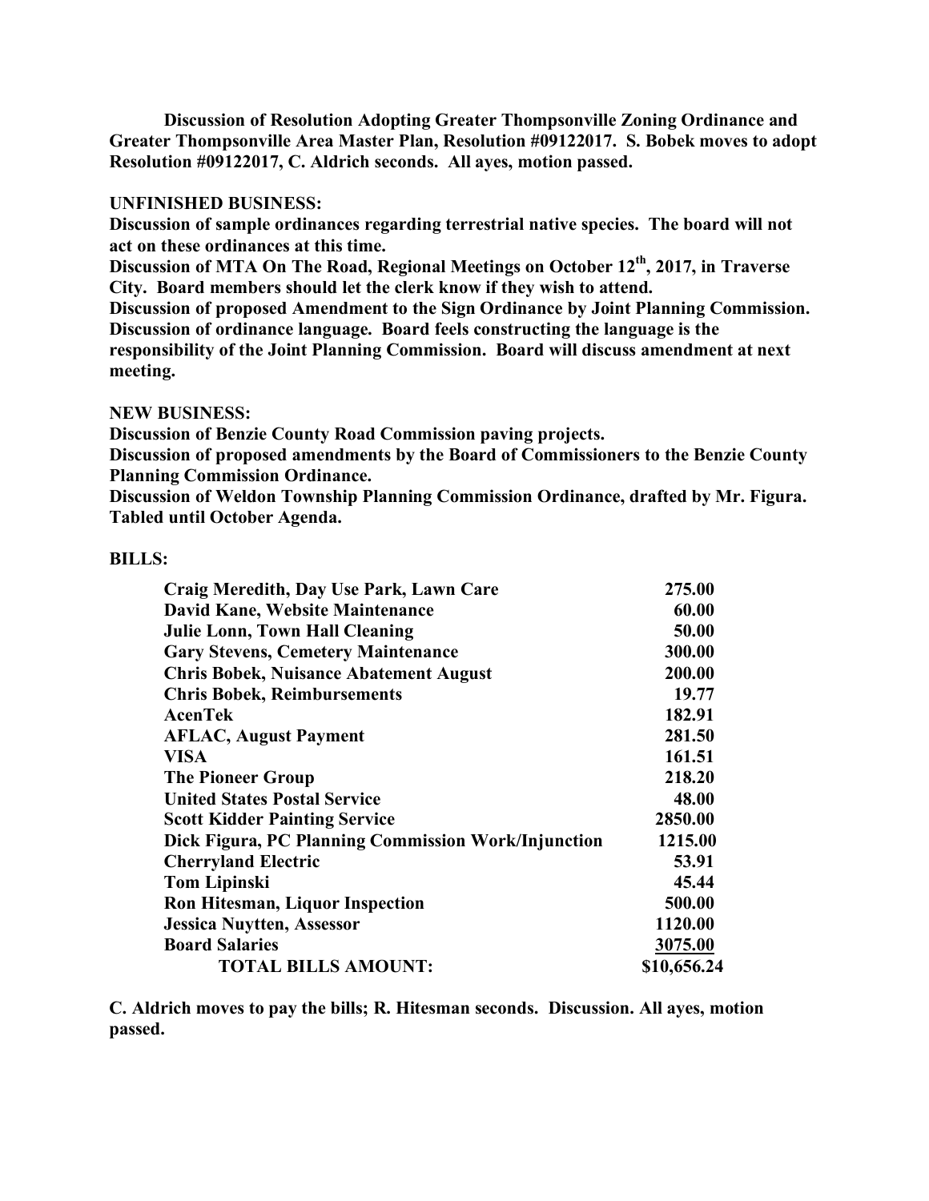**Discussion of Resolution Adopting Greater Thompsonville Zoning Ordinance and Greater Thompsonville Area Master Plan, Resolution #09122017. S. Bobek moves to adopt Resolution #09122017, C. Aldrich seconds. All ayes, motion passed.**

**UNFINISHED BUSINESS:**

**Discussion of sample ordinances regarding terrestrial native species. The board will not act on these ordinances at this time.**

**Discussion of MTA On The Road, Regional Meetings on October 12th, 2017, in Traverse City. Board members should let the clerk know if they wish to attend.**

**Discussion of proposed Amendment to the Sign Ordinance by Joint Planning Commission. Discussion of ordinance language. Board feels constructing the language is the responsibility of the Joint Planning Commission. Board will discuss amendment at next meeting.**

**NEW BUSINESS:**

**Discussion of Benzie County Road Commission paving projects.**

**Discussion of proposed amendments by the Board of Commissioners to the Benzie County Planning Commission Ordinance.**

**Discussion of Weldon Township Planning Commission Ordinance, drafted by Mr. Figura. Tabled until October Agenda.**

**BILLS:**

| | |
|---|---|
| **Craig Meredith, Day Use Park, Lawn Care** | **275.00** |
| **David Kane, Website Maintenance** | **60.00** |
| **Julie Lonn, Town Hall Cleaning** | **50.00** |
| **Gary Stevens, Cemetery Maintenance** | **300.00** |
| **Chris Bobek, Nuisance Abatement August** | **200.00** |
| **Chris Bobek, Reimbursements** | **19.77** |
| **AcenTek** | **182.91** |
| **AFLAC, August Payment** | **281.50** |
| **VISA** | **161.51** |
| **The Pioneer Group** | **218.20** |
| **United States Postal Service** | **48.00** |
| **Scott Kidder Painting Service** | **2850.00** |
| **Dick Figura, PC Planning Commission Work/Injunction** | **1215.00** |
| **Cherryland Electric** | **53.91** |
| **Tom Lipinski** | **45.44** |
| **Ron Hitesman, Liquor Inspection** | **500.00** |
| **Jessica Nuytten, Assessor** | **1120.00** |
| **Board Salaries** | **3075.00** |
| **TOTAL BILLS AMOUNT:** | **$10,656.24** |

**C. Aldrich moves to pay the bills; R. Hitesman seconds. Discussion. All ayes, motion passed.**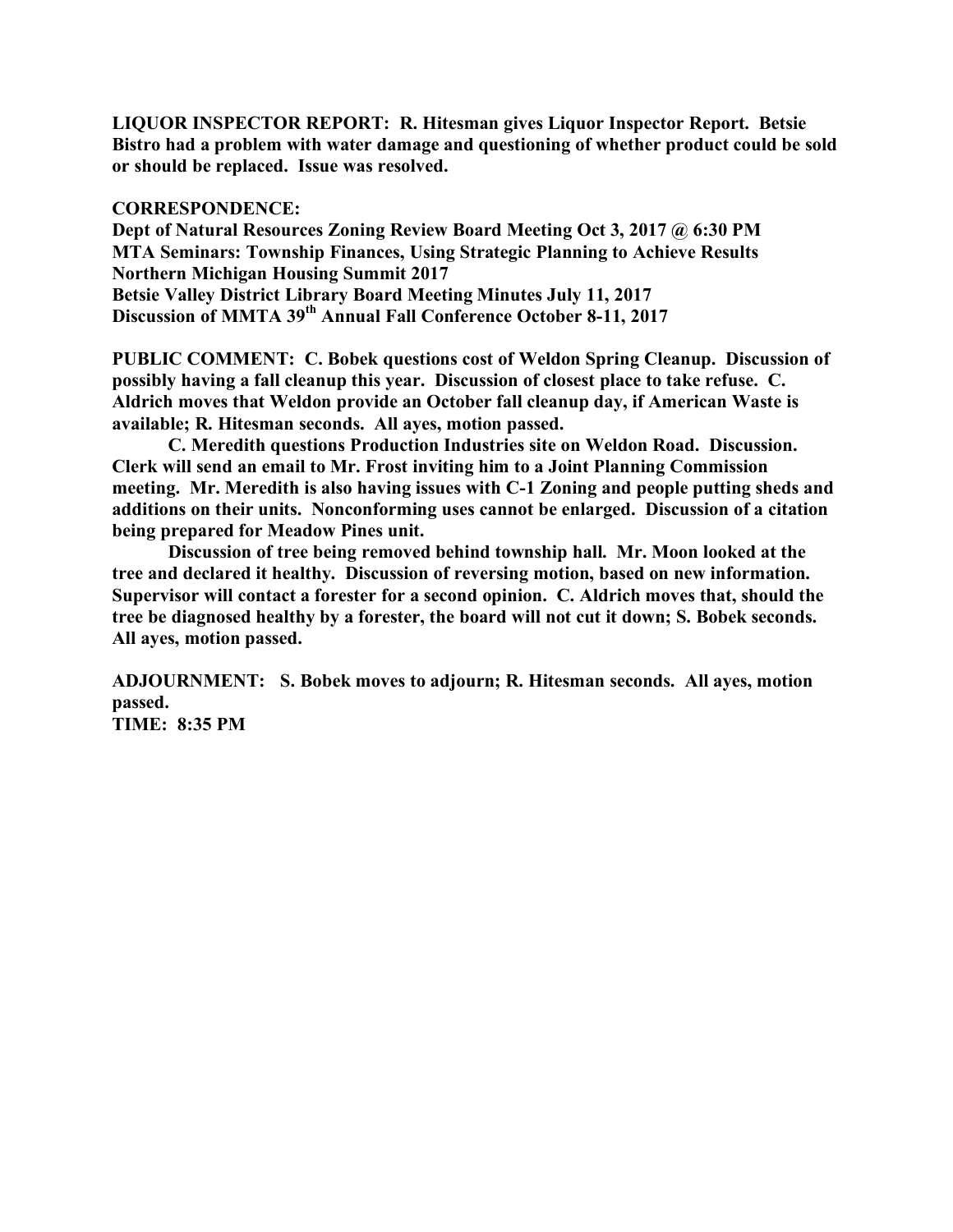**LIQUOR INSPECTOR REPORT: R. Hitesman gives Liquor Inspector Report. Betsie Bistro had a problem with water damage and questioning of whether product could be sold or should be replaced. Issue was resolved.**

**CORRESPONDENCE:**
**Dept of Natural Resources Zoning Review Board Meeting Oct 3, 2017 @ 6:30 PM**
**MTA Seminars: Township Finances, Using Strategic Planning to Achieve Results**
**Northern Michigan Housing Summit 2017**
**Betsie Valley District Library Board Meeting Minutes July 11, 2017**
**Discussion of MMTA 39th Annual Fall Conference October 8-11, 2017**

**PUBLIC COMMENT: C. Bobek questions cost of Weldon Spring Cleanup. Discussion of possibly having a fall cleanup this year. Discussion of closest place to take refuse. C. Aldrich moves that Weldon provide an October fall cleanup day, if American Waste is available; R. Hitesman seconds. All ayes, motion passed.**

**C. Meredith questions Production Industries site on Weldon Road. Discussion. Clerk will send an email to Mr. Frost inviting him to a Joint Planning Commission meeting. Mr. Meredith is also having issues with C-1 Zoning and people putting sheds and additions on their units. Nonconforming uses cannot be enlarged. Discussion of a citation being prepared for Meadow Pines unit.**

**Discussion of tree being removed behind township hall. Mr. Moon looked at the tree and declared it healthy. Discussion of reversing motion, based on new information. Supervisor will contact a forester for a second opinion. C. Aldrich moves that, should the tree be diagnosed healthy by a forester, the board will not cut it down; S. Bobek seconds. All ayes, motion passed.**

**ADJOURNMENT: S. Bobek moves to adjourn; R. Hitesman seconds. All ayes, motion passed.**
**TIME: 8:35 PM**